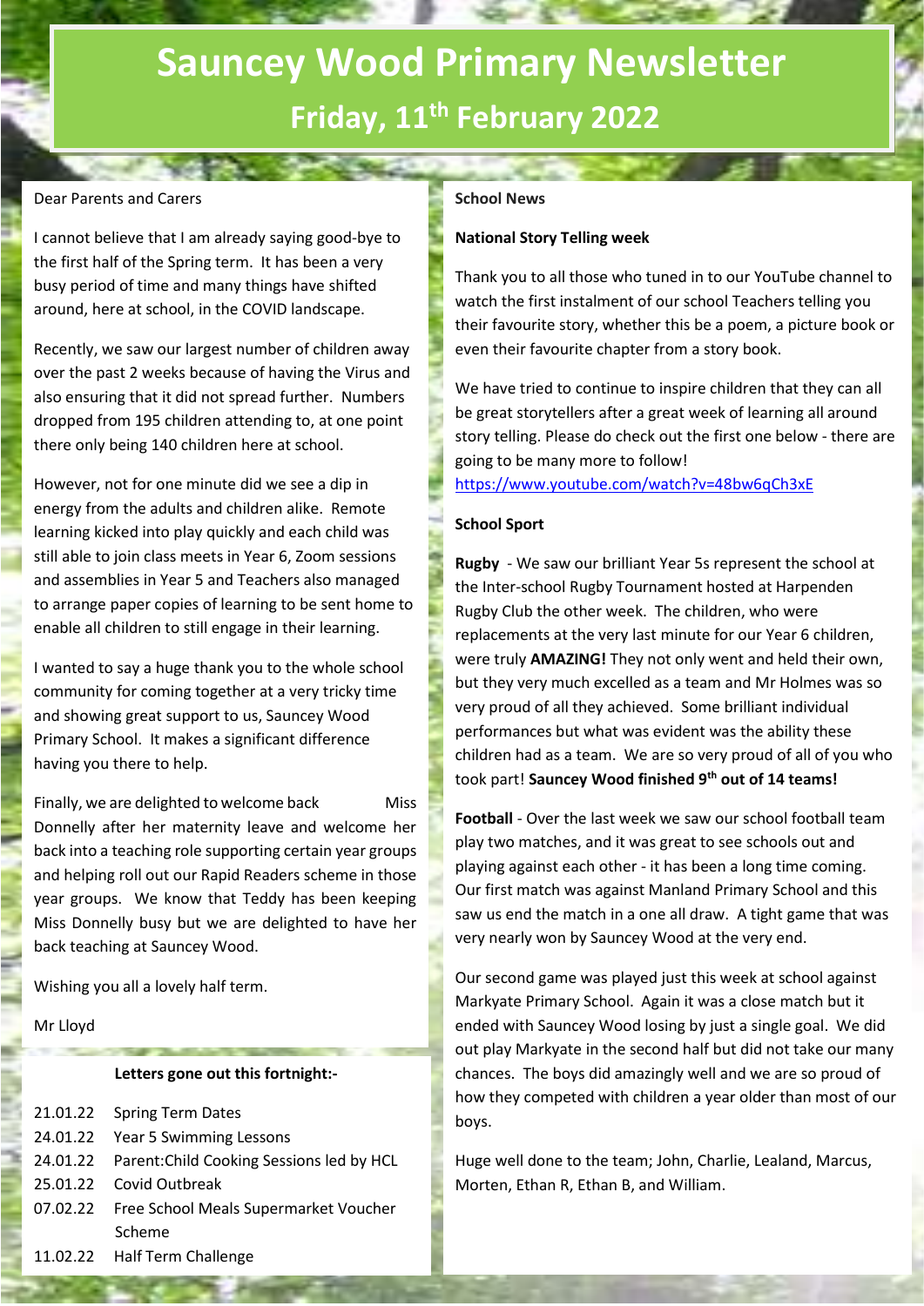# Sauncey Wood Primary Newsletter

## Friday, 11th February 2022

Dear Parents and Carers

I cannot believe that I am already saying good-bye to the first half of the Spring term. It has been a very busy period of time and many things have shifted around, here at school, in the COVID landscape.

Recently, we saw our largest number of children away over the past 2 weeks because of having the Virus and also ensuring that it did not spread further. Numbers dropped from 195 children attending to, at one point there only being 140 children here at school.

However, not for one minute did we see a dip in energy from the adults and children alike. Remote learning kicked into play quickly and each child was still able to join class meets in Year 6, Zoom sessions and assemblies in Year 5 and Teachers also managed to arrange paper copies of learning to be sent home to enable all children to still engage in their learning.

I wanted to say a huge thank you to the whole school community for coming together at a very tricky time and showing great support to us, Sauncey Wood Primary School. It makes a significant difference having you there to help.

Finally, we are delighted to welcome back Miss Donnelly after her maternity leave and welcome her back into a teaching role supporting certain year groups and helping roll out our Rapid Readers scheme in those year groups. We know that Teddy has been keeping Miss Donnelly busy but we are delighted to have her back teaching at Sauncey Wood.

Wishing you all a lovely half term.

Mr Lloyd

**Letters gone out this fortnight:-**

| | |
|---|---|
| 21.01.22 | Spring Term Dates |
| 24.01.22 | Year 5 Swimming Lessons |
| 24.01.22 | Parent:Child Cooking Sessions led by HCL |
| 25.01.22 | Covid Outbreak |
| 07.02.22 | Free School Meals Supermarket Voucher Scheme |
| 11.02.22 | Half Term Challenge |

**School News**

**National Story Telling week**

Thank you to all those who tuned in to our YouTube channel to watch the first instalment of our school Teachers telling you their favourite story, whether this be a poem, a picture book or even their favourite chapter from a story book.

We have tried to continue to inspire children that they can all be great storytellers after a great week of learning all around story telling. Please do check out the first one below - there are going to be many more to follow!
https://www.youtube.com/watch?v=48bw6qCh3xE

**School Sport**

**Rugby** - We saw our brilliant Year 5s represent the school at the Inter-school Rugby Tournament hosted at Harpenden Rugby Club the other week. The children, who were replacements at the very last minute for our Year 6 children, were truly **AMAZING!** They not only went and held their own, but they very much excelled as a team and Mr Holmes was so very proud of all they achieved. Some brilliant individual performances but what was evident was the ability these children had as a team. We are so very proud of all of you who took part! **Sauncey Wood finished 9th out of 14 teams!**

**Football** - Over the last week we saw our school football team play two matches, and it was great to see schools out and playing against each other - it has been a long time coming. Our first match was against Manland Primary School and this saw us end the match in a one all draw. A tight game that was very nearly won by Sauncey Wood at the very end.

Our second game was played just this week at school against Markyate Primary School. Again it was a close match but it ended with Sauncey Wood losing by just a single goal. We did out play Markyate in the second half but did not take our many chances. The boys did amazingly well and we are so proud of how they competed with children a year older than most of our boys.

Huge well done to the team; John, Charlie, Lealand, Marcus, Morten, Ethan R, Ethan B, and William.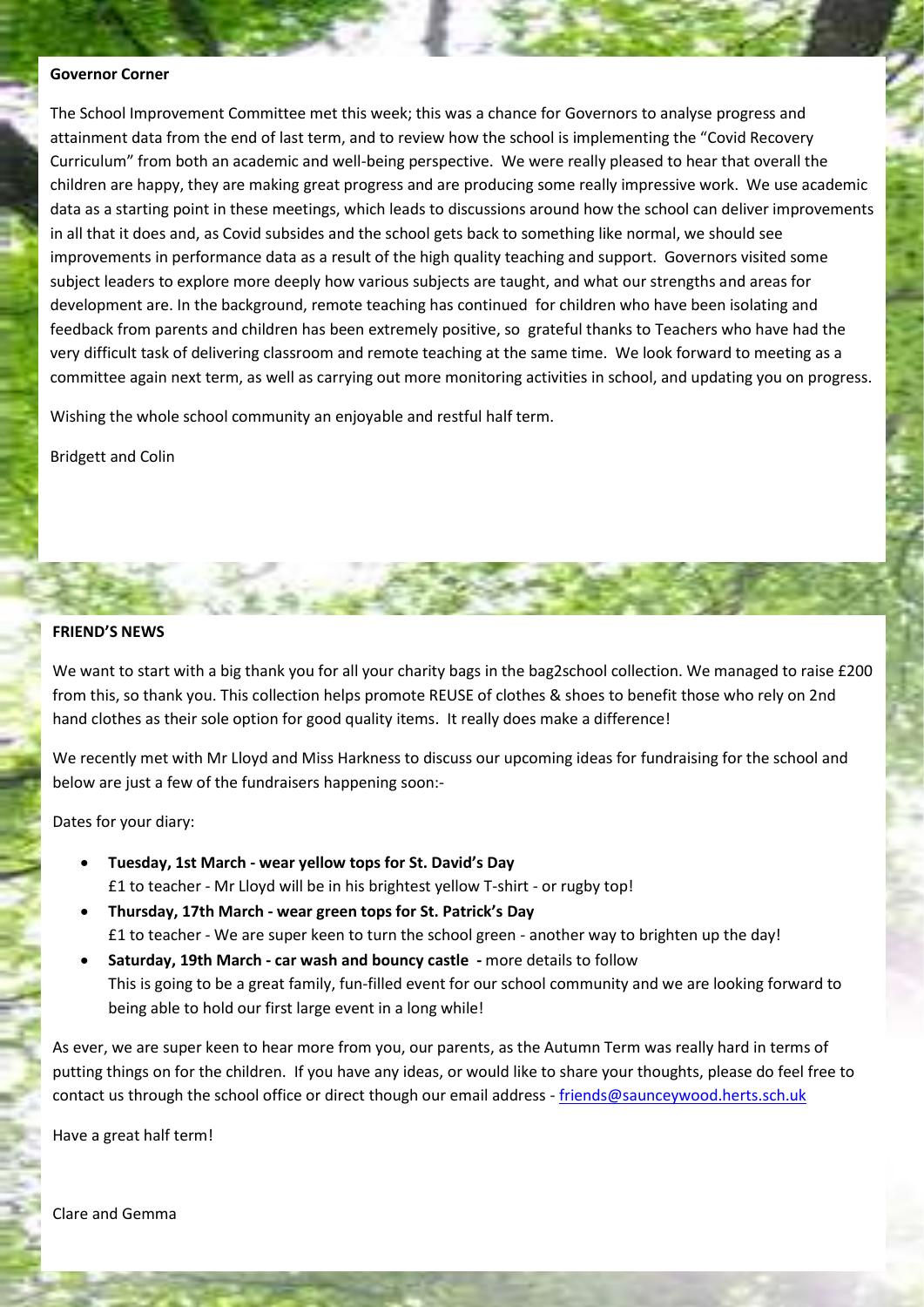**Governor Corner**

The School Improvement Committee met this week; this was a chance for Governors to analyse progress and attainment data from the end of last term, and to review how the school is implementing the "Covid Recovery Curriculum" from both an academic and well-being perspective. We were really pleased to hear that overall the children are happy, they are making great progress and are producing some really impressive work. We use academic data as a starting point in these meetings, which leads to discussions around how the school can deliver improvements in all that it does and, as Covid subsides and the school gets back to something like normal, we should see improvements in performance data as a result of the high quality teaching and support. Governors visited some subject leaders to explore more deeply how various subjects are taught, and what our strengths and areas for development are. In the background, remote teaching has continued for children who have been isolating and feedback from parents and children has been extremely positive, so grateful thanks to Teachers who have had the very difficult task of delivering classroom and remote teaching at the same time. We look forward to meeting as a committee again next term, as well as carrying out more monitoring activities in school, and updating you on progress.

Wishing the whole school community an enjoyable and restful half term.

Bridgett and Colin

**FRIEND'S NEWS**

We want to start with a big thank you for all your charity bags in the bag2school collection. We managed to raise £200 from this, so thank you. This collection helps promote REUSE of clothes & shoes to benefit those who rely on 2nd hand clothes as their sole option for good quality items. It really does make a difference!

We recently met with Mr Lloyd and Miss Harkness to discuss our upcoming ideas for fundraising for the school and below are just a few of the fundraisers happening soon:-

Dates for your diary:

- **Tuesday, 1st March - wear yellow tops for St. David's Day**
  £1 to teacher - Mr Lloyd will be in his brightest yellow T-shirt - or rugby top!
- **Thursday, 17th March - wear green tops for St. Patrick's Day**
  £1 to teacher - We are super keen to turn the school green - another way to brighten up the day!
- **Saturday, 19th March - car wash and bouncy castle -** more details to follow
  This is going to be a great family, fun-filled event for our school community and we are looking forward to being able to hold our first large event in a long while!

As ever, we are super keen to hear more from you, our parents, as the Autumn Term was really hard in terms of putting things on for the children. If you have any ideas, or would like to share your thoughts, please do feel free to contact us through the school office or direct though our email address - friends@saunceywood.herts.sch.uk

Have a great half term!

Clare and Gemma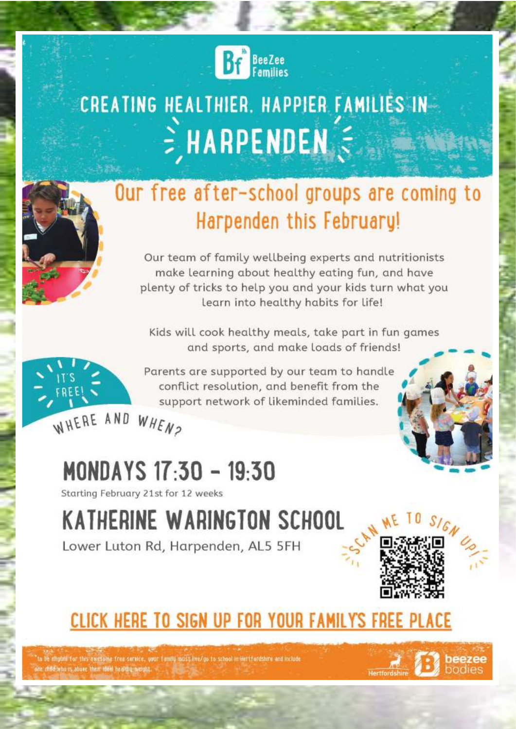BeeZee Families

# CREATING HEALTHIER, HAPPIER FAMILIES IN HARPENDEN

## Our free after-school groups are coming to Harpenden this February!

Our team of family wellbeing experts and nutritionists make learning about healthy eating fun, and have plenty of tricks to help you and your kids turn what you learn into healthy habits for life!

Kids will cook healthy meals, take part in fun games and sports, and make loads of friends!

Parents are supported by our team to handle conflict resolution, and benefit from the support network of likeminded families.

IT'S FREE!

WHERE AND WHEN?

## MONDAYS 17:30 - 19:30

Starting February 21st for 12 weeks

## KATHERINE WARINGTON SCHOOL

Lower Luton Rd, Harpenden, AL5 5FH

SCAN ME TO SIGN UP!

**CLICK HERE TO SIGN UP FOR YOUR FAMILY'S FREE PLACE**

*to be eligible for this awesome free service, your family must live/go to school in Hertfordshire and include one child who is above their ideal healthy weight.

Hertfordshire beezee bodies